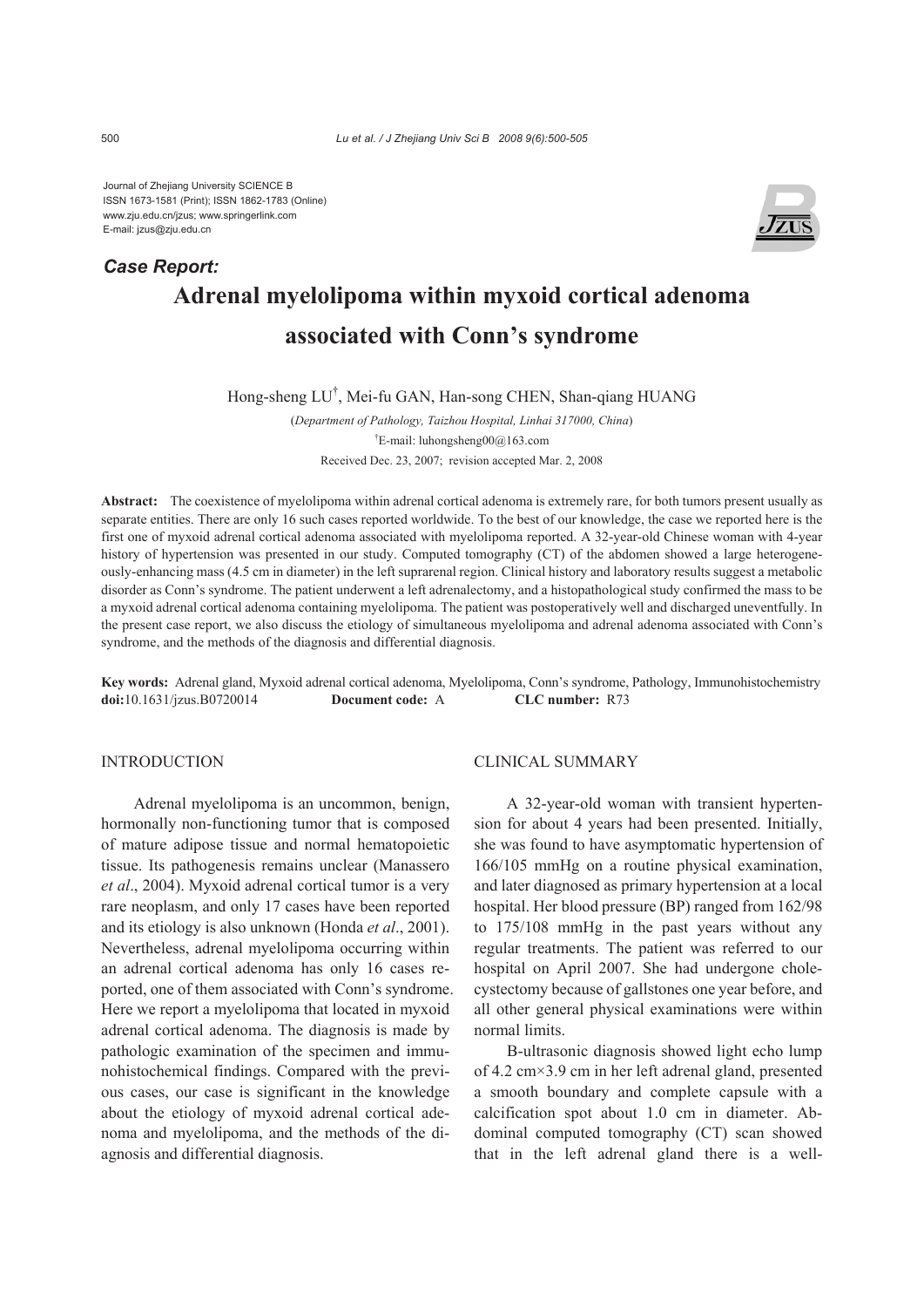Journal of Zhejiang University SCIENCE B
ISSN 1673-1581 (Print); ISSN 1862-1783 (Online)
www.zju.edu.cn/jzus; www.springerlink.com
E-mail: jzus@zju.edu.cn

***Case Report:***

# Adrenal myelolipoma within myxoid cortical adenoma associated with Conn's syndrome

Hong-sheng LU[†], Mei-fu GAN, Han-song CHEN, Shan-qiang HUANG

(*Department of Pathology, Taizhou Hospital, Linhai 317000, China*)

[†]E-mail: luhongsheng00@163.com

Received Dec. 23, 2007; revision accepted Mar. 2, 2008

**Abstract:** The coexistence of myelolipoma within adrenal cortical adenoma is extremely rare, for both tumors present usually as separate entities. There are only 16 such cases reported worldwide. To the best of our knowledge, the case we reported here is the first one of myxoid adrenal cortical adenoma associated with myelolipoma reported. A 32-year-old Chinese woman with 4-year history of hypertension was presented in our study. Computed tomography (CT) of the abdomen showed a large heterogeneously-enhancing mass (4.5 cm in diameter) in the left suprarenal region. Clinical history and laboratory results suggest a metabolic disorder as Conn's syndrome. The patient underwent a left adrenalectomy, and a histopathological study confirmed the mass to be a myxoid adrenal cortical adenoma containing myelolipoma. The patient was postoperatively well and discharged uneventfully. In the present case report, we also discuss the etiology of simultaneous myelolipoma and adrenal adenoma associated with Conn's syndrome, and the methods of the diagnosis and differential diagnosis.

**Key words:** Adrenal gland, Myxoid adrenal cortical adenoma, Myelolipoma, Conn's syndrome, Pathology, Immunohistochemistry
**doi:**10.1631/jzus.B0720014 **Document code:** A **CLC number:** R73

## INTRODUCTION

Adrenal myelolipoma is an uncommon, benign, hormonally non-functioning tumor that is composed of mature adipose tissue and normal hematopoietic tissue. Its pathogenesis remains unclear (Manassero *et al*., 2004). Myxoid adrenal cortical tumor is a very rare neoplasm, and only 17 cases have been reported and its etiology is also unknown (Honda *et al*., 2001). Nevertheless, adrenal myelolipoma occurring within an adrenal cortical adenoma has only 16 cases reported, one of them associated with Conn's syndrome. Here we report a myelolipoma that located in myxoid adrenal cortical adenoma. The diagnosis is made by pathologic examination of the specimen and immunohistochemical findings. Compared with the previous cases, our case is significant in the knowledge about the etiology of myxoid adrenal cortical adenoma and myelolipoma, and the methods of the diagnosis and differential diagnosis.

## CLINICAL SUMMARY

A 32-year-old woman with transient hypertension for about 4 years had been presented. Initially, she was found to have asymptomatic hypertension of 166/105 mmHg on a routine physical examination, and later diagnosed as primary hypertension at a local hospital. Her blood pressure (BP) ranged from 162/98 to 175/108 mmHg in the past years without any regular treatments. The patient was referred to our hospital on April 2007. She had undergone cholecystectomy because of gallstones one year before, and all other general physical examinations were within normal limits.

B-ultrasonic diagnosis showed light echo lump of 4.2 cm×3.9 cm in her left adrenal gland, presented a smooth boundary and complete capsule with a calcification spot about 1.0 cm in diameter. Abdominal computed tomography (CT) scan showed that in the left adrenal gland there is a well-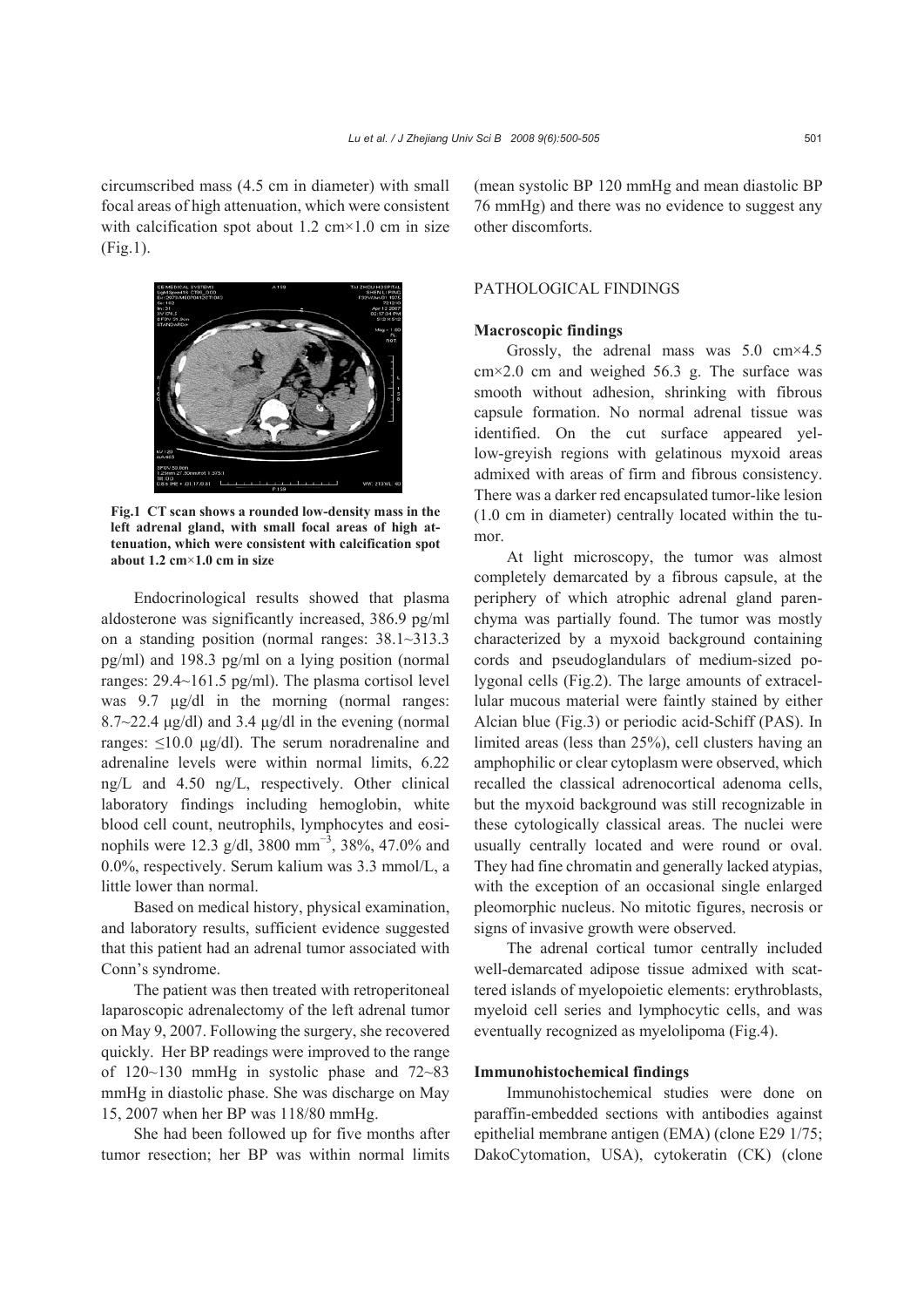circumscribed mass (4.5 cm in diameter) with small focal areas of high attenuation, which were consistent with calcification spot about 1.2 cm×1.0 cm in size (Fig.1).

**Fig.1 CT scan shows a rounded low-density mass in the left adrenal gland, with small focal areas of high attenuation, which were consistent with calcification spot about 1.2 cm×1.0 cm in size**

Endocrinological results showed that plasma aldosterone was significantly increased, 386.9 pg/ml on a standing position (normal ranges: 38.1~313.3 pg/ml) and 198.3 pg/ml on a lying position (normal ranges: 29.4~161.5 pg/ml). The plasma cortisol level was 9.7 μg/dl in the morning (normal ranges: 8.7~22.4 μg/dl) and 3.4 μg/dl in the evening (normal ranges: ≤10.0 μg/dl). The serum noradrenaline and adrenaline levels were within normal limits, 6.22 ng/L and 4.50 ng/L, respectively. Other clinical laboratory findings including hemoglobin, white blood cell count, neutrophils, lymphocytes and eosinophils were 12.3 g/dl, 3800 $mm^{-3}$, 38%, 47.0% and 0.0%, respectively. Serum kalium was 3.3 mmol/L, a little lower than normal.

Based on medical history, physical examination, and laboratory results, sufficient evidence suggested that this patient had an adrenal tumor associated with Conn's syndrome.

The patient was then treated with retroperitoneal laparoscopic adrenalectomy of the left adrenal tumor on May 9, 2007. Following the surgery, she recovered quickly. Her BP readings were improved to the range of 120~130 mmHg in systolic phase and 72~83 mmHg in diastolic phase. She was discharge on May 15, 2007 when her BP was 118/80 mmHg.

She had been followed up for five months after tumor resection; her BP was within normal limits (mean systolic BP 120 mmHg and mean diastolic BP 76 mmHg) and there was no evidence to suggest any other discomforts.

## PATHOLOGICAL FINDINGS

### Macroscopic findings

Grossly, the adrenal mass was 5.0 cm×4.5 cm×2.0 cm and weighed 56.3 g. The surface was smooth without adhesion, shrinking with fibrous capsule formation. No normal adrenal tissue was identified. On the cut surface appeared yellow-greyish regions with gelatinous myxoid areas admixed with areas of firm and fibrous consistency. There was a darker red encapsulated tumor-like lesion (1.0 cm in diameter) centrally located within the tumor.

At light microscopy, the tumor was almost completely demarcated by a fibrous capsule, at the periphery of which atrophic adrenal gland parenchyma was partially found. The tumor was mostly characterized by a myxoid background containing cords and pseudoglandulars of medium-sized polygonal cells (Fig.2). The large amounts of extracellular mucous material were faintly stained by either Alcian blue (Fig.3) or periodic acid-Schiff (PAS). In limited areas (less than 25%), cell clusters having an amphophilic or clear cytoplasm were observed, which recalled the classical adrenocortical adenoma cells, but the myxoid background was still recognizable in these cytologically classical areas. The nuclei were usually centrally located and were round or oval. They had fine chromatin and generally lacked atypias, with the exception of an occasional single enlarged pleomorphic nucleus. No mitotic figures, necrosis or signs of invasive growth were observed.

The adrenal cortical tumor centrally included well-demarcated adipose tissue admixed with scattered islands of myelopoietic elements: erythroblasts, myeloid cell series and lymphocytic cells, and was eventually recognized as myelolipoma (Fig.4).

### Immunohistochemical findings

Immunohistochemical studies were done on paraffin-embedded sections with antibodies against epithelial membrane antigen (EMA) (clone E29 1/75; DakoCytomation, USA), cytokeratin (CK) (clone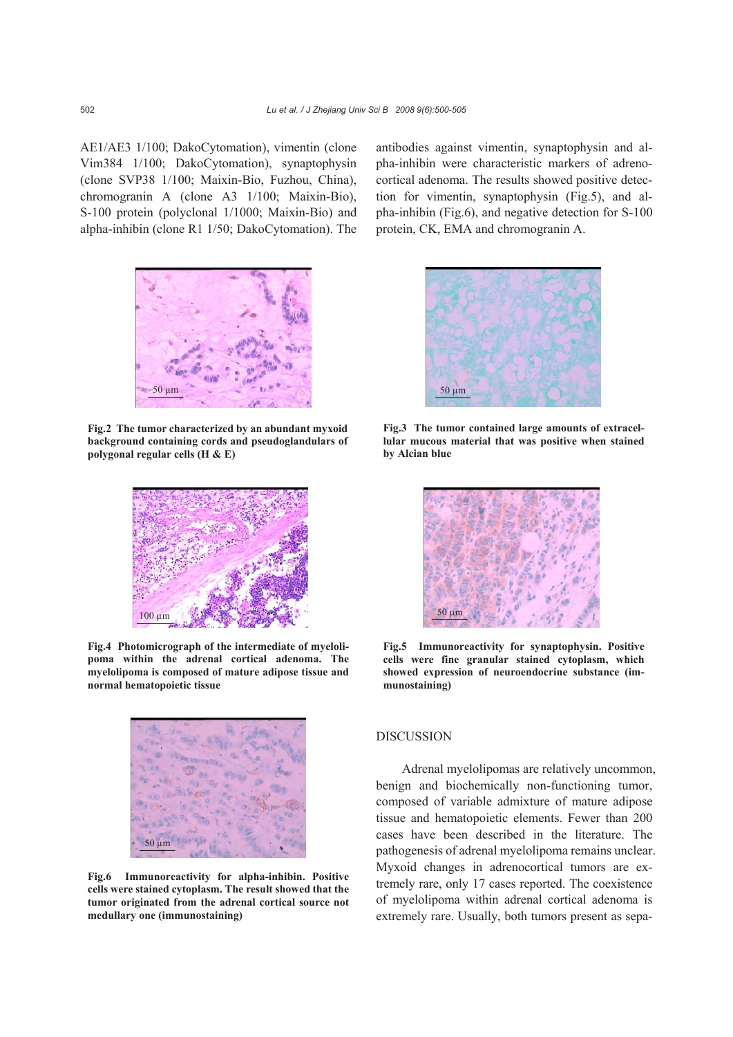AE1/AE3 1/100; DakoCytomation), vimentin (clone Vim384 1/100; DakoCytomation), synaptophysin (clone SVP38 1/100; Maixin-Bio, Fuzhou, China), chromogranin A (clone A3 1/100; Maixin-Bio), S-100 protein (polyclonal 1/1000; Maixin-Bio) and alpha-inhibin (clone R1 1/50; DakoCytomation). The antibodies against vimentin, synaptophysin and alpha-inhibin were characteristic markers of adrenocortical adenoma. The results showed positive detection for vimentin, synaptophysin (Fig.5), and alpha-inhibin (Fig.6), and negative detection for S-100 protein, CK, EMA and chromogranin A.

50 μm

**Fig.2 The tumor characterized by an abundant myxoid background containing cords and pseudoglandulars of polygonal regular cells (H & E)**

50 μm

**Fig.3 The tumor contained large amounts of extracellular mucous material that was positive when stained by Alcian blue**

100 μm

**Fig.4 Photomicrograph of the intermediate of myelolipoma within the adrenal cortical adenoma. The myelolipoma is composed of mature adipose tissue and normal hematopoietic tissue**

50 μm

**Fig.5 Immunoreactivity for synaptophysin. Positive cells were fine granular stained cytoplasm, which showed expression of neuroendocrine substance (immunostaining)**

50 μm

**Fig.6 Immunoreactivity for alpha-inhibin. Positive cells were stained cytoplasm. The result showed that the tumor originated from the adrenal cortical source not medullary one (immunostaining)**

## DISCUSSION

Adrenal myelolipomas are relatively uncommon, benign and biochemically non-functioning tumor, composed of variable admixture of mature adipose tissue and hematopoietic elements. Fewer than 200 cases have been described in the literature. The pathogenesis of adrenal myelolipoma remains unclear. Myxoid changes in adrenocortical tumors are extremely rare, only 17 cases reported. The coexistence of myelolipoma within adrenal cortical adenoma is extremely rare. Usually, both tumors present as sepa-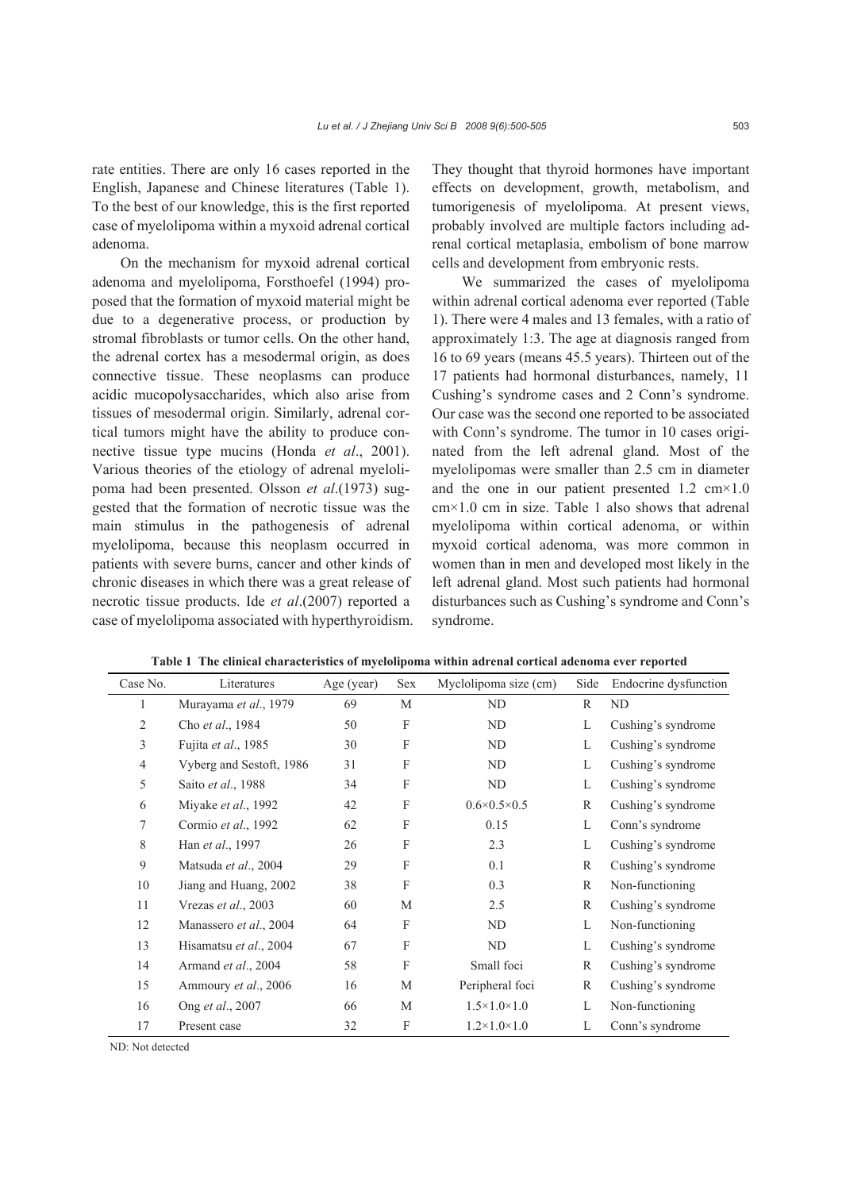rate entities. There are only 16 cases reported in the English, Japanese and Chinese literatures (Table 1). To the best of our knowledge, this is the first reported case of myelolipoma within a myxoid adrenal cortical adenoma.

On the mechanism for myxoid adrenal cortical adenoma and myelolipoma, Forsthoefel (1994) proposed that the formation of myxoid material might be due to a degenerative process, or production by stromal fibroblasts or tumor cells. On the other hand, the adrenal cortex has a mesodermal origin, as does connective tissue. These neoplasms can produce acidic mucopolysaccharides, which also arise from tissues of mesodermal origin. Similarly, adrenal cortical tumors might have the ability to produce connective tissue type mucins (Honda *et al*., 2001). Various theories of the etiology of adrenal myelolipoma had been presented. Olsson *et al*.(1973) suggested that the formation of necrotic tissue was the main stimulus in the pathogenesis of adrenal myelolipoma, because this neoplasm occurred in patients with severe burns, cancer and other kinds of chronic diseases in which there was a great release of necrotic tissue products. Ide *et al*.(2007) reported a case of myelolipoma associated with hyperthyroidism. They thought that thyroid hormones have important effects on development, growth, metabolism, and tumorigenesis of myelolipoma. At present views, probably involved are multiple factors including adrenal cortical metaplasia, embolism of bone marrow cells and development from embryonic rests.

We summarized the cases of myelolipoma within adrenal cortical adenoma ever reported (Table 1). There were 4 males and 13 females, with a ratio of approximately 1:3. The age at diagnosis ranged from 16 to 69 years (means 45.5 years). Thirteen out of the 17 patients had hormonal disturbances, namely, 11 Cushing's syndrome cases and 2 Conn's syndrome. Our case was the second one reported to be associated with Conn's syndrome. The tumor in 10 cases originated from the left adrenal gland. Most of the myelolipomas were smaller than 2.5 cm in diameter and the one in our patient presented 1.2 cm×1.0 cm×1.0 cm in size. Table 1 also shows that adrenal myelolipoma within cortical adenoma, or within myxoid cortical adenoma, was more common in women than in men and developed most likely in the left adrenal gland. Most such patients had hormonal disturbances such as Cushing's syndrome and Conn's syndrome.

**Table 1 The clinical characteristics of myelolipoma within adrenal cortical adenoma ever reported**

| Case No. | Literatures | Age (year) | Sex | Myclolipoma size (cm) | Side | Endocrine dysfunction |
|---|---|---|---|---|---|---|
| 1 | Murayama *et al*., 1979 | 69 | M | ND | R | ND |
| 2 | Cho *et al*., 1984 | 50 | F | ND | L | Cushing's syndrome |
| 3 | Fujita *et al*., 1985 | 30 | F | ND | L | Cushing's syndrome |
| 4 | Vyberg and Sestoft, 1986 | 31 | F | ND | L | Cushing's syndrome |
| 5 | Saito *et al*., 1988 | 34 | F | ND | L | Cushing's syndrome |
| 6 | Miyake *et al*., 1992 | 42 | F | 0.6×0.5×0.5 | R | Cushing's syndrome |
| 7 | Cormio *et al*., 1992 | 62 | F | 0.15 | L | Conn's syndrome |
| 8 | Han *et al*., 1997 | 26 | F | 2.3 | L | Cushing's syndrome |
| 9 | Matsuda *et al*., 2004 | 29 | F | 0.1 | R | Cushing's syndrome |
| 10 | Jiang and Huang, 2002 | 38 | F | 0.3 | R | Non-functioning |
| 11 | Vrezas *et al*., 2003 | 60 | M | 2.5 | R | Cushing's syndrome |
| 12 | Manassero *et al*., 2004 | 64 | F | ND | L | Non-functioning |
| 13 | Hisamatsu *et al*., 2004 | 67 | F | ND | L | Cushing's syndrome |
| 14 | Armand *et al*., 2004 | 58 | F | Small foci | R | Cushing's syndrome |
| 15 | Ammoury *et al*., 2006 | 16 | M | Peripheral foci | R | Cushing's syndrome |
| 16 | Ong *et al*., 2007 | 66 | M | 1.5×1.0×1.0 | L | Non-functioning |
| 17 | Present case | 32 | F | 1.2×1.0×1.0 | L | Conn's syndrome |

ND: Not detected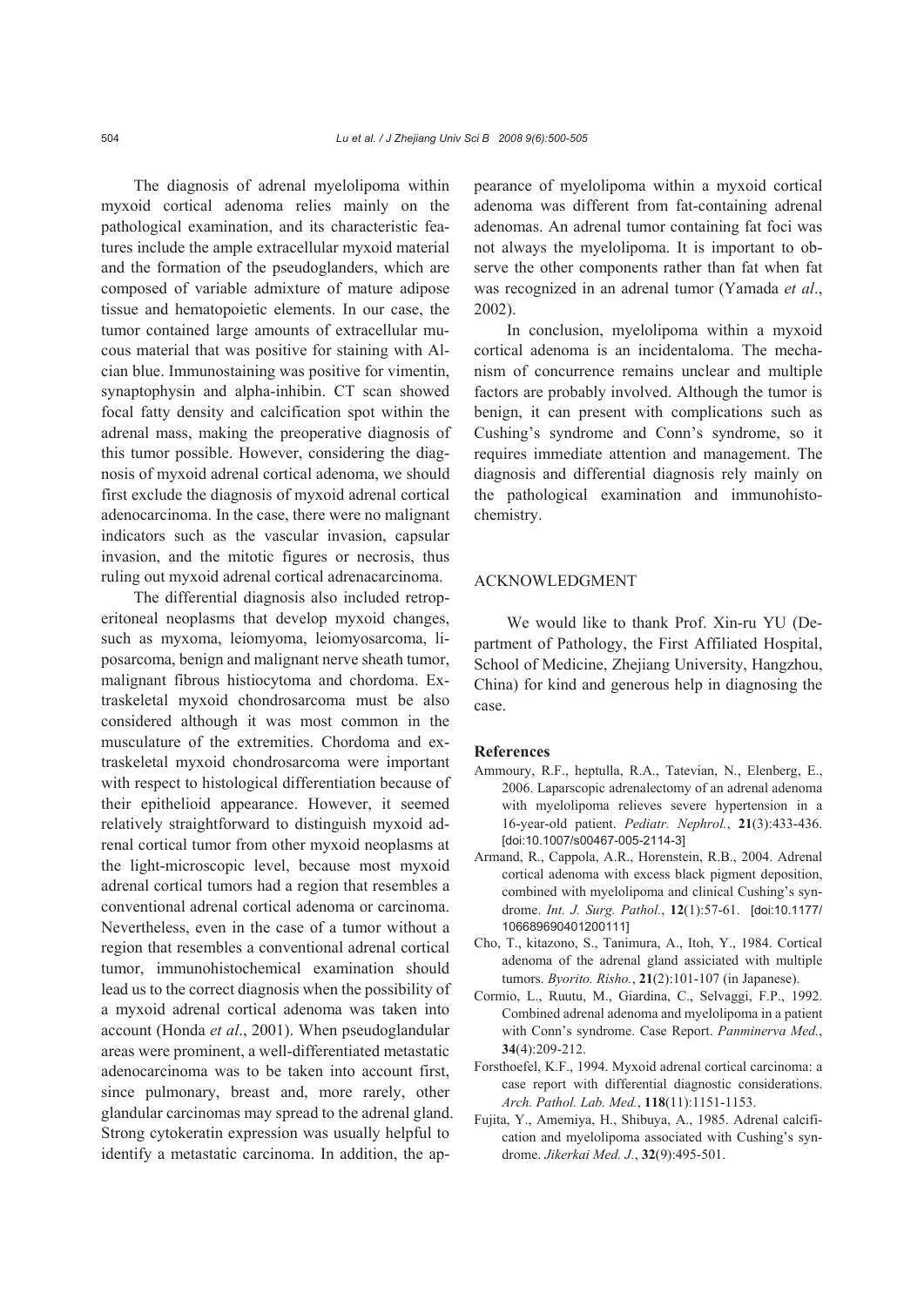The diagnosis of adrenal myelolipoma within myxoid cortical adenoma relies mainly on the pathological examination, and its characteristic features include the ample extracellular myxoid material and the formation of the pseudoglanders, which are composed of variable admixture of mature adipose tissue and hematopoietic elements. In our case, the tumor contained large amounts of extracellular mucous material that was positive for staining with Alcian blue. Immunostaining was positive for vimentin, synaptophysin and alpha-inhibin. CT scan showed focal fatty density and calcification spot within the adrenal mass, making the preoperative diagnosis of this tumor possible. However, considering the diagnosis of myxoid adrenal cortical adenoma, we should first exclude the diagnosis of myxoid adrenal cortical adenocarcinoma. In the case, there were no malignant indicators such as the vascular invasion, capsular invasion, and the mitotic figures or necrosis, thus ruling out myxoid adrenal cortical adrenacarcinoma.

The differential diagnosis also included retroperitoneal neoplasms that develop myxoid changes, such as myxoma, leiomyoma, leiomyosarcoma, liposarcoma, benign and malignant nerve sheath tumor, malignant fibrous histiocytoma and chordoma. Extraskeletal myxoid chondrosarcoma must be also considered although it was most common in the musculature of the extremities. Chordoma and extraskeletal myxoid chondrosarcoma were important with respect to histological differentiation because of their epithelioid appearance. However, it seemed relatively straightforward to distinguish myxoid adrenal cortical tumor from other myxoid neoplasms at the light-microscopic level, because most myxoid adrenal cortical tumors had a region that resembles a conventional adrenal cortical adenoma or carcinoma. Nevertheless, even in the case of a tumor without a region that resembles a conventional adrenal cortical tumor, immunohistochemical examination should lead us to the correct diagnosis when the possibility of a myxoid adrenal cortical adenoma was taken into account (Honda *et al*., 2001). When pseudoglandular areas were prominent, a well-differentiated metastatic adenocarcinoma was to be taken into account first, since pulmonary, breast and, more rarely, other glandular carcinomas may spread to the adrenal gland. Strong cytokeratin expression was usually helpful to identify a metastatic carcinoma. In addition, the appearance of myelolipoma within a myxoid cortical adenoma was different from fat-containing adrenal adenomas. An adrenal tumor containing fat foci was not always the myelolipoma. It is important to observe the other components rather than fat when fat was recognized in an adrenal tumor (Yamada *et al*., 2002).

In conclusion, myelolipoma within a myxoid cortical adenoma is an incidentaloma. The mechanism of concurrence remains unclear and multiple factors are probably involved. Although the tumor is benign, it can present with complications such as Cushing's syndrome and Conn's syndrome, so it requires immediate attention and management. The diagnosis and differential diagnosis rely mainly on the pathological examination and immunohistochemistry.

## ACKNOWLEDGMENT

We would like to thank Prof. Xin-ru YU (Department of Pathology, the First Affiliated Hospital, School of Medicine, Zhejiang University, Hangzhou, China) for kind and generous help in diagnosing the case.

## References

Ammoury, R.F., heptulla, R.A., Tatevian, N., Elenberg, E., 2006. Laparscopic adrenalectomy of an adrenal adenoma with myelolipoma relieves severe hypertension in a 16-year-old patient. *Pediatr. Nephrol.*, **21**(3):433-436. [doi:10.1007/s00467-005-2114-3]

Armand, R., Cappola, A.R., Horenstein, R.B., 2004. Adrenal cortical adenoma with excess black pigment deposition, combined with myelolipoma and clinical Cushing's syndrome. *Int. J. Surg. Pathol.*, **12**(1):57-61. [doi:10.1177/106689690401200111]

Cho, T., kitazono, S., Tanimura, A., Itoh, Y., 1984. Cortical adenoma of the adrenal gland assiciated with multiple tumors. *Byorito. Risho.*, **21**(2):101-107 (in Japanese).

Cormio, L., Ruutu, M., Giardina, C., Selvaggi, F.P., 1992. Combined adrenal adenoma and myelolipoma in a patient with Conn's syndrome. Case Report. *Panminerva Med.*, **34**(4):209-212.

Forsthoefel, K.F., 1994. Myxoid adrenal cortical carcinoma: a case report with differential diagnostic considerations. *Arch. Pathol. Lab. Med.*, **118**(11):1151-1153.

Fujita, Y., Amemiya, H., Shibuya, A., 1985. Adrenal calcification and myelolipoma associated with Cushing's syndrome. *Jikerkai Med. J.*, **32**(9):495-501.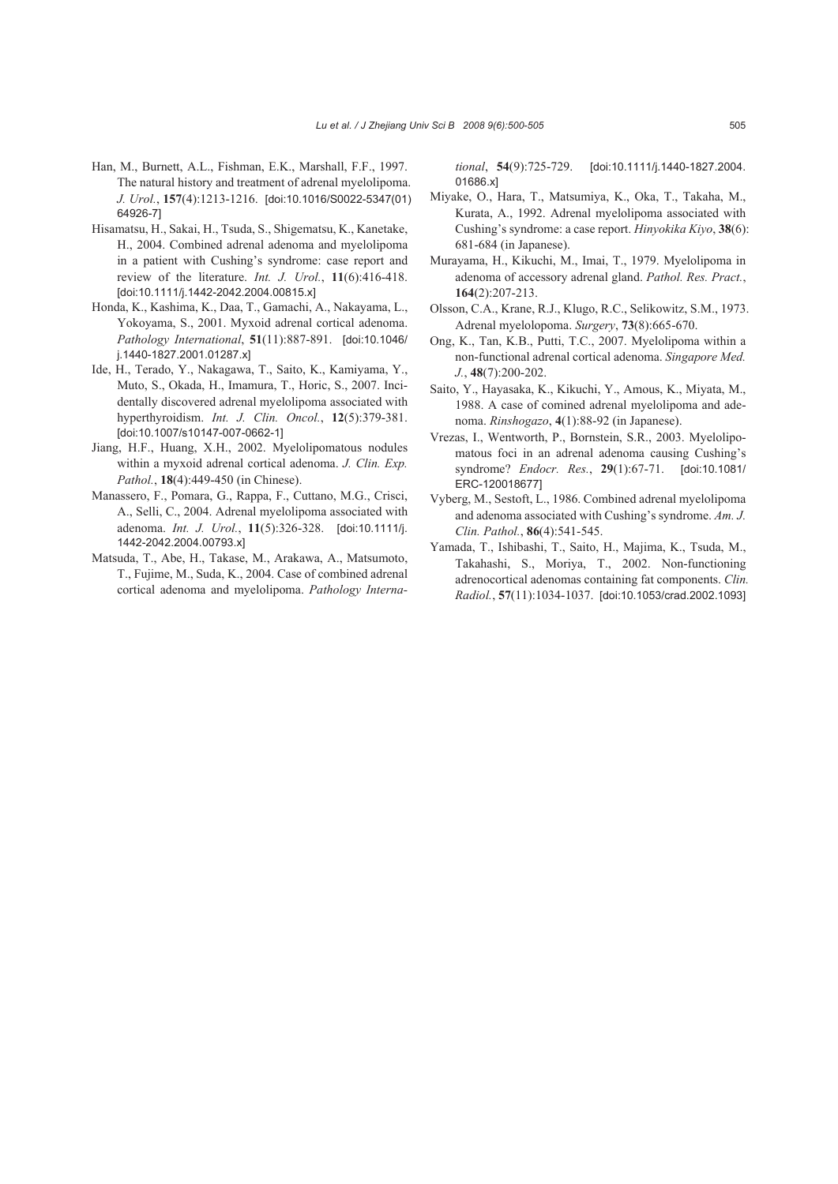Han, M., Burnett, A.L., Fishman, E.K., Marshall, F.F., 1997. The natural history and treatment of adrenal myelolipoma. *J. Urol.*, **157**(4):1213-1216. [doi:10.1016/S0022-5347(01)64926-7]

Hisamatsu, H., Sakai, H., Tsuda, S., Shigematsu, K., Kanetake, H., 2004. Combined adrenal adenoma and myelolipoma in a patient with Cushing's syndrome: case report and review of the literature. *Int. J. Urol.*, **11**(6):416-418. [doi:10.1111/j.1442-2042.2004.00815.x]

Honda, K., Kashima, K., Daa, T., Gamachi, A., Nakayama, L., Yokoyama, S., 2001. Myxoid adrenal cortical adenoma. *Pathology International*, **51**(11):887-891. [doi:10.1046/j.1440-1827.2001.01287.x]

Ide, H., Terado, Y., Nakagawa, T., Saito, K., Kamiyama, Y., Muto, S., Okada, H., Imamura, T., Horic, S., 2007. Incidentally discovered adrenal myelolipoma associated with hyperthyroidism. *Int. J. Clin. Oncol.*, **12**(5):379-381. [doi:10.1007/s10147-007-0662-1]

Jiang, H.F., Huang, X.H., 2002. Myelolipomatous nodules within a myxoid adrenal cortical adenoma. *J. Clin. Exp. Pathol.*, **18**(4):449-450 (in Chinese).

Manassero, F., Pomara, G., Rappa, F., Cuttano, M.G., Crisci, A., Selli, C., 2004. Adrenal myelolipoma associated with adenoma. *Int. J. Urol.*, **11**(5):326-328. [doi:10.1111/j.1442-2042.2004.00793.x]

Matsuda, T., Abe, H., Takase, M., Arakawa, A., Matsumoto, T., Fujime, M., Suda, K., 2004. Case of combined adrenal cortical adenoma and myelolipoma. *Pathology International*, **54**(9):725-729. [doi:10.1111/j.1440-1827.2004.01686.x]

Miyake, O., Hara, T., Matsumiya, K., Oka, T., Takaha, M., Kurata, A., 1992. Adrenal myelolipoma associated with Cushing's syndrome: a case report. *Hinyokika Kiyo*, **38**(6):681-684 (in Japanese).

Murayama, H., Kikuchi, M., Imai, T., 1979. Myelolipoma in adenoma of accessory adrenal gland. *Pathol. Res. Pract.*, **164**(2):207-213.

Olsson, C.A., Krane, R.J., Klugo, R.C., Selikowitz, S.M., 1973. Adrenal myelolopoma. *Surgery*, **73**(8):665-670.

Ong, K., Tan, K.B., Putti, T.C., 2007. Myelolipoma within a non-functional adrenal cortical adenoma. *Singapore Med. J.*, **48**(7):200-202.

Saito, Y., Hayasaka, K., Kikuchi, Y., Amous, K., Miyata, M., 1988. A case of comined adrenal myelolipoma and adenoma. *Rinshogazo*, **4**(1):88-92 (in Japanese).

Vrezas, I., Wentworth, P., Bornstein, S.R., 2003. Myelolipomatous foci in an adrenal adenoma causing Cushing's syndrome? *Endocr. Res.*, **29**(1):67-71. [doi:10.1081/ERC-120018677]

Vyberg, M., Sestoft, L., 1986. Combined adrenal myelolipoma and adenoma associated with Cushing's syndrome. *Am. J. Clin. Pathol.*, **86**(4):541-545.

Yamada, T., Ishibashi, T., Saito, H., Majima, K., Tsuda, M., Takahashi, S., Moriya, T., 2002. Non-functioning adrenocortical adenomas containing fat components. *Clin. Radiol.*, **57**(11):1034-1037. [doi:10.1053/crad.2002.1093]